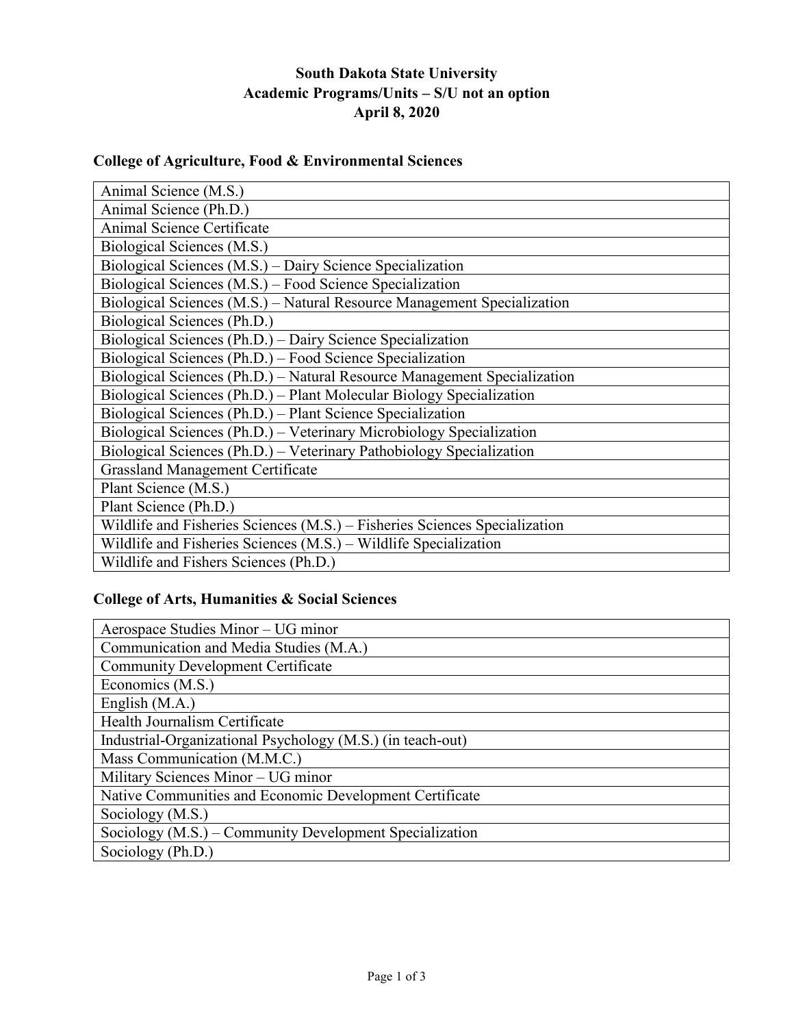**South Dakota State University**
**Academic Programs/Units – S/U not an option**
**April 8, 2020**

## College of Agriculture, Food & Environmental Sciences

| |
|---|
| Animal Science (M.S.) |
| Animal Science (Ph.D.) |
| Animal Science Certificate |
| Biological Sciences (M.S.) |
| Biological Sciences (M.S.) – Dairy Science Specialization |
| Biological Sciences (M.S.) – Food Science Specialization |
| Biological Sciences (M.S.) – Natural Resource Management Specialization |
| Biological Sciences (Ph.D.) |
| Biological Sciences (Ph.D.) – Dairy Science Specialization |
| Biological Sciences (Ph.D.) – Food Science Specialization |
| Biological Sciences (Ph.D.) – Natural Resource Management Specialization |
| Biological Sciences (Ph.D.) – Plant Molecular Biology Specialization |
| Biological Sciences (Ph.D.) – Plant Science Specialization |
| Biological Sciences (Ph.D.) – Veterinary Microbiology Specialization |
| Biological Sciences (Ph.D.) – Veterinary Pathobiology Specialization |
| Grassland Management Certificate |
| Plant Science (M.S.) |
| Plant Science (Ph.D.) |
| Wildlife and Fisheries Sciences (M.S.) – Fisheries Sciences Specialization |
| Wildlife and Fisheries Sciences (M.S.) – Wildlife Specialization |
| Wildlife and Fishers Sciences (Ph.D.) |

## College of Arts, Humanities & Social Sciences

| |
|---|
| Aerospace Studies Minor – UG minor |
| Communication and Media Studies (M.A.) |
| Community Development Certificate |
| Economics (M.S.) |
| English (M.A.) |
| Health Journalism Certificate |
| Industrial-Organizational Psychology (M.S.) (in teach-out) |
| Mass Communication (M.M.C.) |
| Military Sciences Minor – UG minor |
| Native Communities and Economic Development Certificate |
| Sociology (M.S.) |
| Sociology (M.S.) – Community Development Specialization |
| Sociology (Ph.D.) |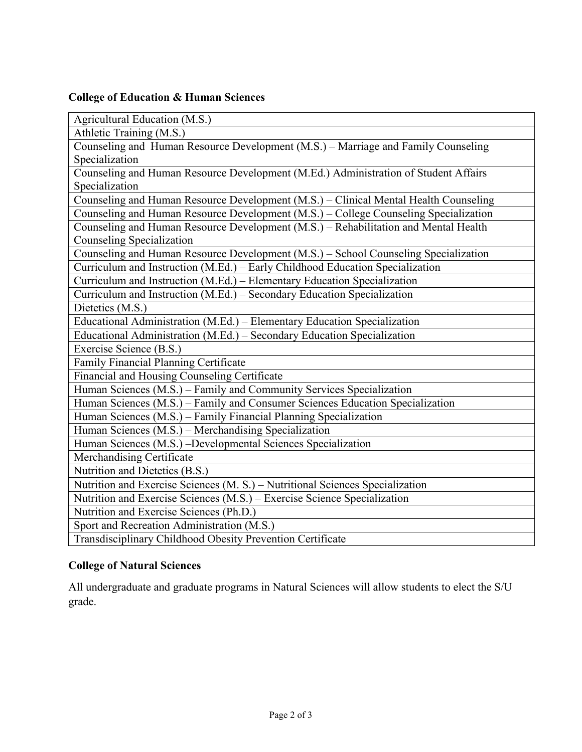**College of Education & Human Sciences**

| Agricultural Education (M.S.) |
|---|
| Athletic Training (M.S.) |
| Counseling and  Human Resource Development (M.S.) – Marriage and Family Counseling Specialization |
| Counseling and Human Resource Development (M.Ed.) Administration of Student Affairs Specialization |
| Counseling and Human Resource Development (M.S.) – Clinical Mental Health Counseling |
| Counseling and Human Resource Development (M.S.) – College Counseling Specialization |
| Counseling and Human Resource Development (M.S.) – Rehabilitation and Mental Health Counseling Specialization |
| Counseling and Human Resource Development (M.S.) – School Counseling Specialization |
| Curriculum and Instruction (M.Ed.) – Early Childhood Education Specialization |
| Curriculum and Instruction (M.Ed.) – Elementary Education Specialization |
| Curriculum and Instruction (M.Ed.) – Secondary Education Specialization |
| Dietetics (M.S.) |
| Educational Administration (M.Ed.) – Elementary Education Specialization |
| Educational Administration (M.Ed.) – Secondary Education Specialization |
| Exercise Science (B.S.) |
| Family Financial Planning Certificate |
| Financial and Housing Counseling Certificate |
| Human Sciences (M.S.) – Family and Community Services Specialization |
| Human Sciences (M.S.) – Family and Consumer Sciences Education Specialization |
| Human Sciences (M.S.) – Family Financial Planning Specialization |
| Human Sciences (M.S.) – Merchandising Specialization |
| Human Sciences (M.S.) –Developmental Sciences Specialization |
| Merchandising Certificate |
| Nutrition and Dietetics (B.S.) |
| Nutrition and Exercise Sciences (M. S.) – Nutritional Sciences Specialization |
| Nutrition and Exercise Sciences (M.S.) – Exercise Science Specialization |
| Nutrition and Exercise Sciences (Ph.D.) |
| Sport and Recreation Administration (M.S.) |
| Transdisciplinary Childhood Obesity Prevention Certificate |

**College of Natural Sciences**

All undergraduate and graduate programs in Natural Sciences will allow students to elect the S/U grade.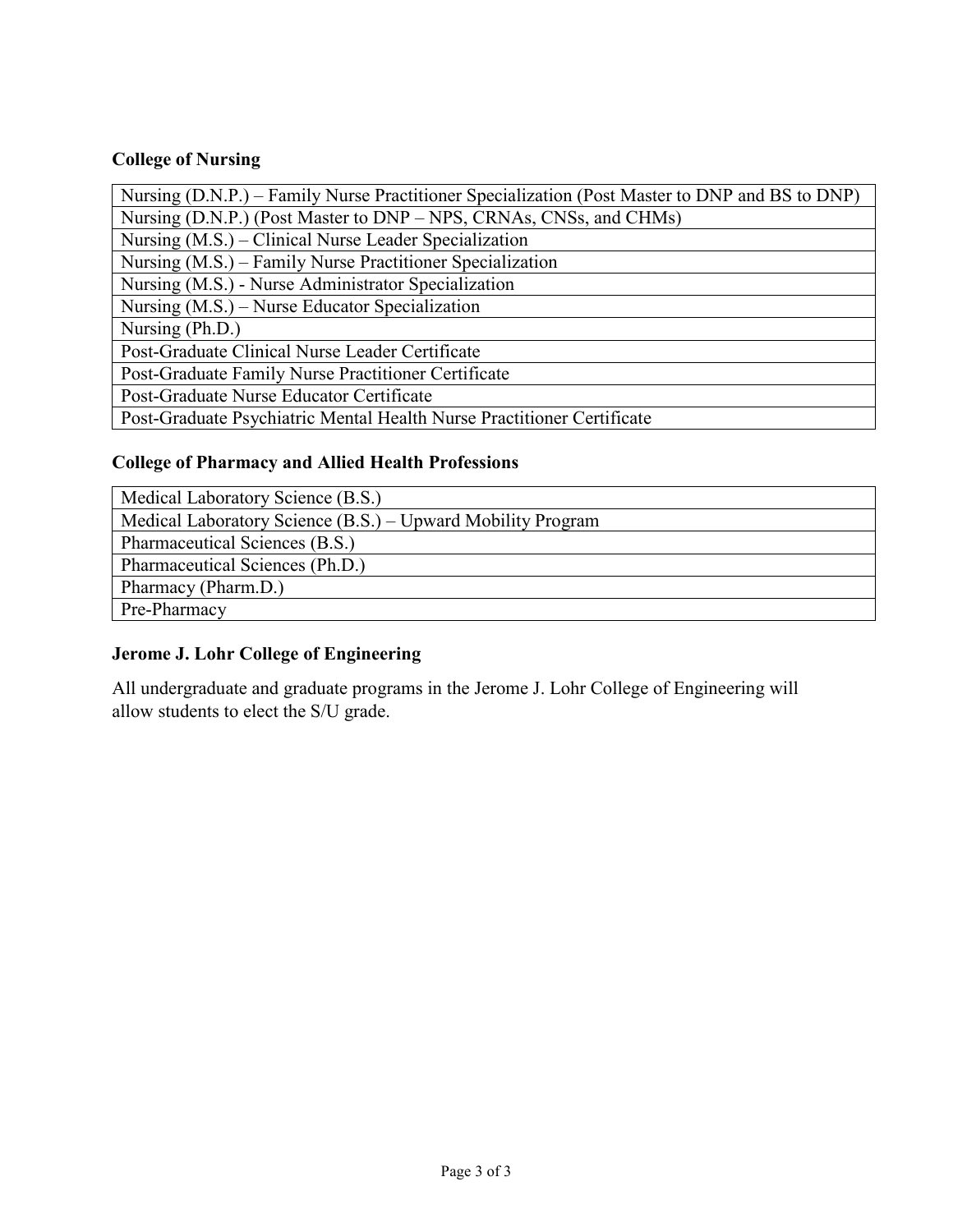**College of Nursing**

| |
|---|
| Nursing (D.N.P.) – Family Nurse Practitioner Specialization (Post Master to DNP and BS to DNP) |
| Nursing (D.N.P.) (Post Master to DNP – NPS, CRNAs, CNSs, and CHMs) |
| Nursing (M.S.) – Clinical Nurse Leader Specialization |
| Nursing (M.S.) – Family Nurse Practitioner Specialization |
| Nursing (M.S.) - Nurse Administrator Specialization |
| Nursing (M.S.) – Nurse Educator Specialization |
| Nursing (Ph.D.) |
| Post-Graduate Clinical Nurse Leader Certificate |
| Post-Graduate Family Nurse Practitioner Certificate |
| Post-Graduate Nurse Educator Certificate |
| Post-Graduate Psychiatric Mental Health Nurse Practitioner Certificate |

**College of Pharmacy and Allied Health Professions**

| |
|---|
| Medical Laboratory Science (B.S.) |
| Medical Laboratory Science (B.S.) – Upward Mobility Program |
| Pharmaceutical Sciences (B.S.) |
| Pharmaceutical Sciences (Ph.D.) |
| Pharmacy (Pharm.D.) |
| Pre-Pharmacy |

**Jerome J. Lohr College of Engineering**

All undergraduate and graduate programs in the Jerome J. Lohr College of Engineering will allow students to elect the S/U grade.